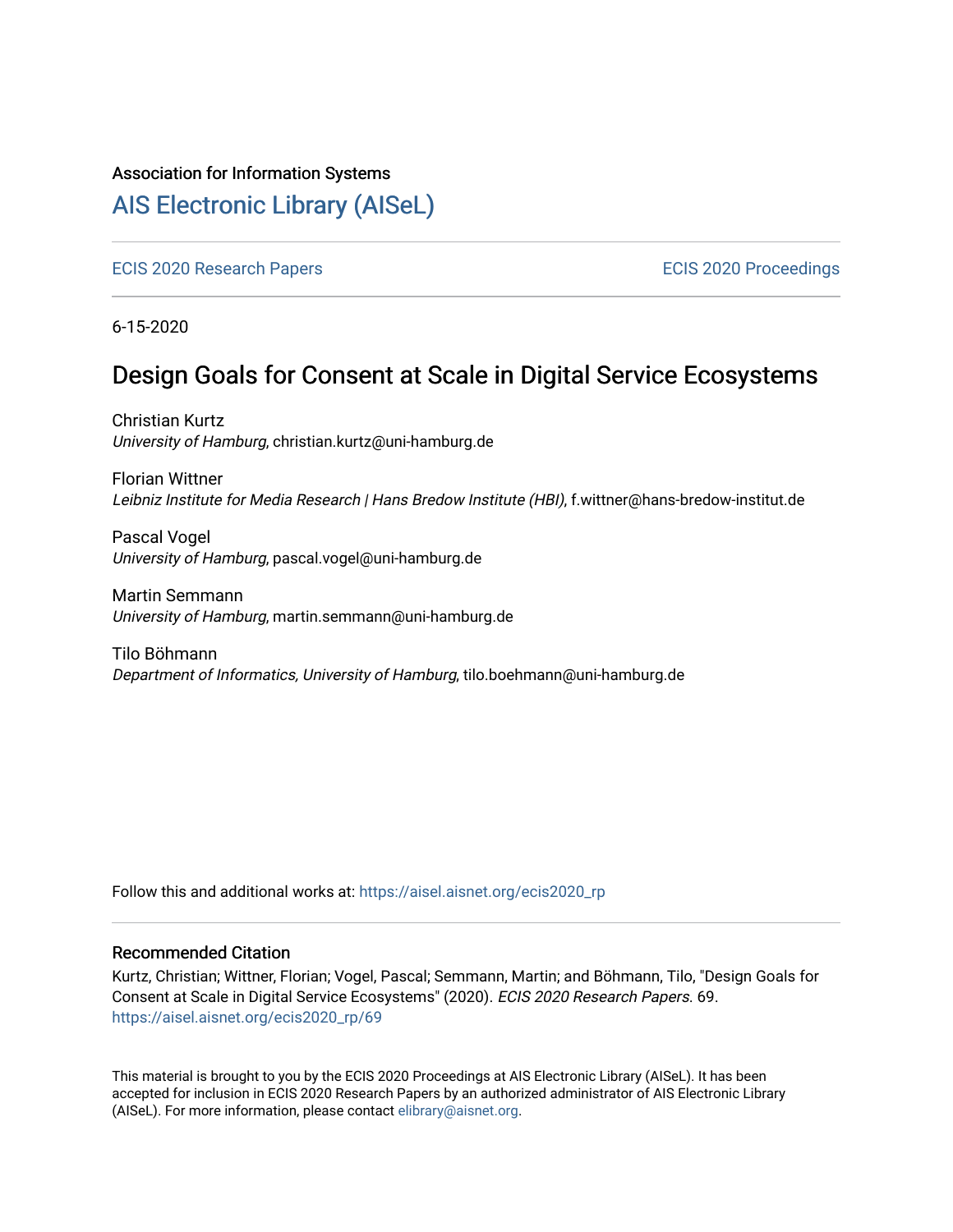Association for Information Systems

# AIS Electronic Library (AISeL)

ECIS 2020 Research Papers

ECIS 2020 Proceedings

6-15-2020

## Design Goals for Consent at Scale in Digital Service Ecosystems

Christian Kurtz
*University of Hamburg*, christian.kurtz@uni-hamburg.de

Florian Wittner
*Leibniz Institute for Media Research | Hans Bredow Institute (HBI)*, f.wittner@hans-bredow-institut.de

Pascal Vogel
*University of Hamburg*, pascal.vogel@uni-hamburg.de

Martin Semmann
*University of Hamburg*, martin.semmann@uni-hamburg.de

Tilo Böhmann
*Department of Informatics, University of Hamburg*, tilo.boehmann@uni-hamburg.de

Follow this and additional works at: https://aisel.aisnet.org/ecis2020_rp

### Recommended Citation

Kurtz, Christian; Wittner, Florian; Vogel, Pascal; Semmann, Martin; and Böhmann, Tilo, "Design Goals for Consent at Scale in Digital Service Ecosystems" (2020). *ECIS 2020 Research Papers*. 69.
https://aisel.aisnet.org/ecis2020_rp/69

This material is brought to you by the ECIS 2020 Proceedings at AIS Electronic Library (AISeL). It has been accepted for inclusion in ECIS 2020 Research Papers by an authorized administrator of AIS Electronic Library (AISeL). For more information, please contact elibrary@aisnet.org.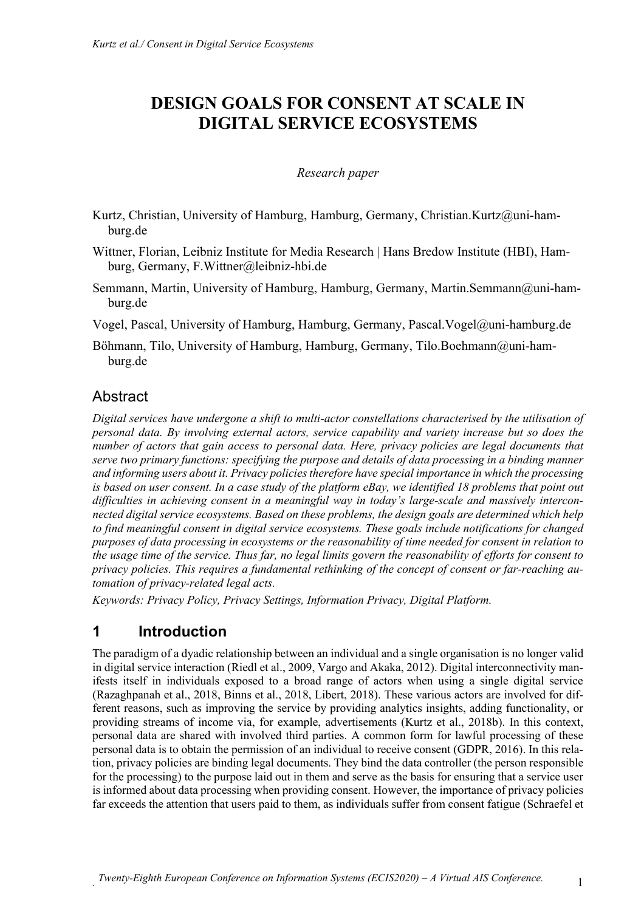# DESIGN GOALS FOR CONSENT AT SCALE IN DIGITAL SERVICE ECOSYSTEMS

*Research paper*

Kurtz, Christian, University of Hamburg, Hamburg, Germany, Christian.Kurtz@uni-hamburg.de

Wittner, Florian, Leibniz Institute for Media Research | Hans Bredow Institute (HBI), Hamburg, Germany, F.Wittner@leibniz-hbi.de

Semmann, Martin, University of Hamburg, Hamburg, Germany, Martin.Semmann@uni-hamburg.de

Vogel, Pascal, University of Hamburg, Hamburg, Germany, Pascal.Vogel@uni-hamburg.de

Böhmann, Tilo, University of Hamburg, Hamburg, Germany, Tilo.Boehmann@uni-hamburg.de

## Abstract

*Digital services have undergone a shift to multi-actor constellations characterised by the utilisation of personal data. By involving external actors, service capability and variety increase but so does the number of actors that gain access to personal data. Here, privacy policies are legal documents that serve two primary functions: specifying the purpose and details of data processing in a binding manner and informing users about it. Privacy policies therefore have special importance in which the processing is based on user consent. In a case study of the platform eBay, we identified 18 problems that point out difficulties in achieving consent in a meaningful way in today's large-scale and massively interconnected digital service ecosystems. Based on these problems, the design goals are determined which help to find meaningful consent in digital service ecosystems. These goals include notifications for changed purposes of data processing in ecosystems or the reasonability of time needed for consent in relation to the usage time of the service. Thus far, no legal limits govern the reasonability of efforts for consent to privacy policies. This requires a fundamental rethinking of the concept of consent or far-reaching automation of privacy-related legal acts.*

*Keywords: Privacy Policy, Privacy Settings, Information Privacy, Digital Platform.*

## 1 Introduction

The paradigm of a dyadic relationship between an individual and a single organisation is no longer valid in digital service interaction (Riedl et al., 2009, Vargo and Akaka, 2012). Digital interconnectivity manifests itself in individuals exposed to a broad range of actors when using a single digital service (Razaghpanah et al., 2018, Binns et al., 2018, Libert, 2018). These various actors are involved for different reasons, such as improving the service by providing analytics insights, adding functionality, or providing streams of income via, for example, advertisements (Kurtz et al., 2018b). In this context, personal data are shared with involved third parties. A common form for lawful processing of these personal data is to obtain the permission of an individual to receive consent (GDPR, 2016). In this relation, privacy policies are binding legal documents. They bind the data controller (the person responsible for the processing) to the purpose laid out in them and serve as the basis for ensuring that a service user is informed about data processing when providing consent. However, the importance of privacy policies far exceeds the attention that users paid to them, as individuals suffer from consent fatigue (Schraefel et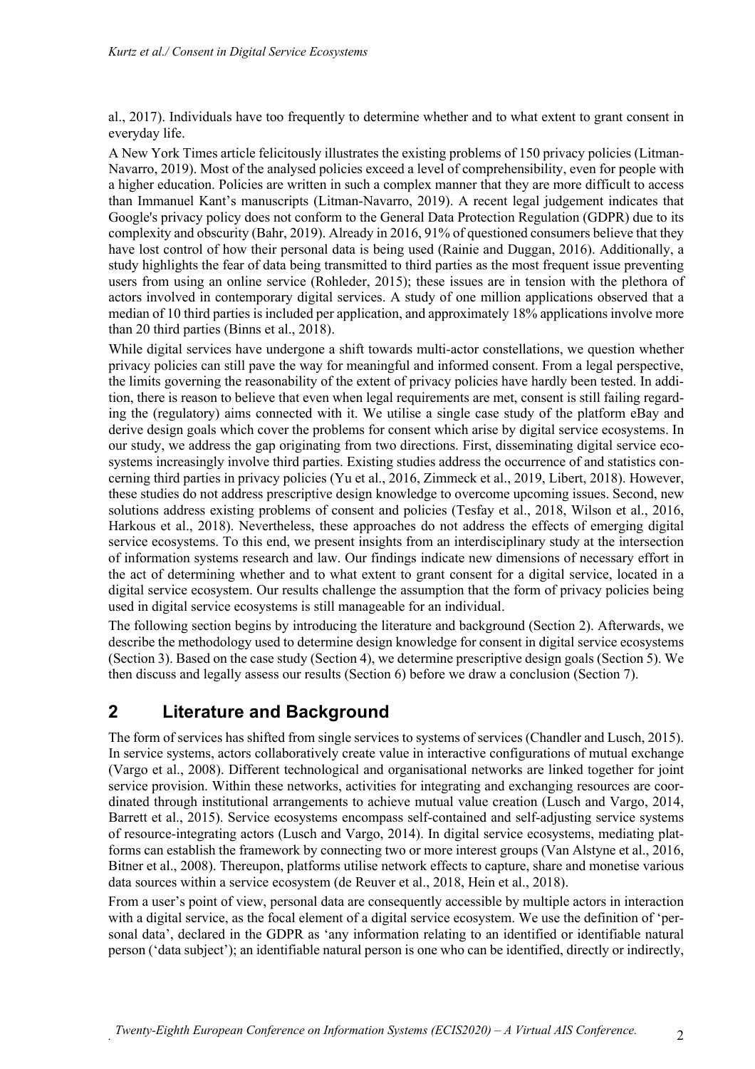al., 2017). Individuals have too frequently to determine whether and to what extent to grant consent in everyday life.

A New York Times article felicitously illustrates the existing problems of 150 privacy policies (Litman-Navarro, 2019). Most of the analysed policies exceed a level of comprehensibility, even for people with a higher education. Policies are written in such a complex manner that they are more difficult to access than Immanuel Kant's manuscripts (Litman-Navarro, 2019). A recent legal judgement indicates that Google's privacy policy does not conform to the General Data Protection Regulation (GDPR) due to its complexity and obscurity (Bahr, 2019). Already in 2016, 91% of questioned consumers believe that they have lost control of how their personal data is being used (Rainie and Duggan, 2016). Additionally, a study highlights the fear of data being transmitted to third parties as the most frequent issue preventing users from using an online service (Rohleder, 2015); these issues are in tension with the plethora of actors involved in contemporary digital services. A study of one million applications observed that a median of 10 third parties is included per application, and approximately 18% applications involve more than 20 third parties (Binns et al., 2018).

While digital services have undergone a shift towards multi-actor constellations, we question whether privacy policies can still pave the way for meaningful and informed consent. From a legal perspective, the limits governing the reasonability of the extent of privacy policies have hardly been tested. In addition, there is reason to believe that even when legal requirements are met, consent is still failing regarding the (regulatory) aims connected with it. We utilise a single case study of the platform eBay and derive design goals which cover the problems for consent which arise by digital service ecosystems. In our study, we address the gap originating from two directions. First, disseminating digital service ecosystems increasingly involve third parties. Existing studies address the occurrence of and statistics concerning third parties in privacy policies (Yu et al., 2016, Zimmeck et al., 2019, Libert, 2018). However, these studies do not address prescriptive design knowledge to overcome upcoming issues. Second, new solutions address existing problems of consent and policies (Tesfay et al., 2018, Wilson et al., 2016, Harkous et al., 2018). Nevertheless, these approaches do not address the effects of emerging digital service ecosystems. To this end, we present insights from an interdisciplinary study at the intersection of information systems research and law. Our findings indicate new dimensions of necessary effort in the act of determining whether and to what extent to grant consent for a digital service, located in a digital service ecosystem. Our results challenge the assumption that the form of privacy policies being used in digital service ecosystems is still manageable for an individual.

The following section begins by introducing the literature and background (Section 2). Afterwards, we describe the methodology used to determine design knowledge for consent in digital service ecosystems (Section 3). Based on the case study (Section 4), we determine prescriptive design goals (Section 5). We then discuss and legally assess our results (Section 6) before we draw a conclusion (Section 7).

## 2 Literature and Background

The form of services has shifted from single services to systems of services (Chandler and Lusch, 2015). In service systems, actors collaboratively create value in interactive configurations of mutual exchange (Vargo et al., 2008). Different technological and organisational networks are linked together for joint service provision. Within these networks, activities for integrating and exchanging resources are coordinated through institutional arrangements to achieve mutual value creation (Lusch and Vargo, 2014, Barrett et al., 2015). Service ecosystems encompass self-contained and self-adjusting service systems of resource-integrating actors (Lusch and Vargo, 2014). In digital service ecosystems, mediating platforms can establish the framework by connecting two or more interest groups (Van Alstyne et al., 2016, Bitner et al., 2008). Thereupon, platforms utilise network effects to capture, share and monetise various data sources within a service ecosystem (de Reuver et al., 2018, Hein et al., 2018).

From a user's point of view, personal data are consequently accessible by multiple actors in interaction with a digital service, as the focal element of a digital service ecosystem. We use the definition of 'personal data', declared in the GDPR as 'any information relating to an identified or identifiable natural person ('data subject'); an identifiable natural person is one who can be identified, directly or indirectly,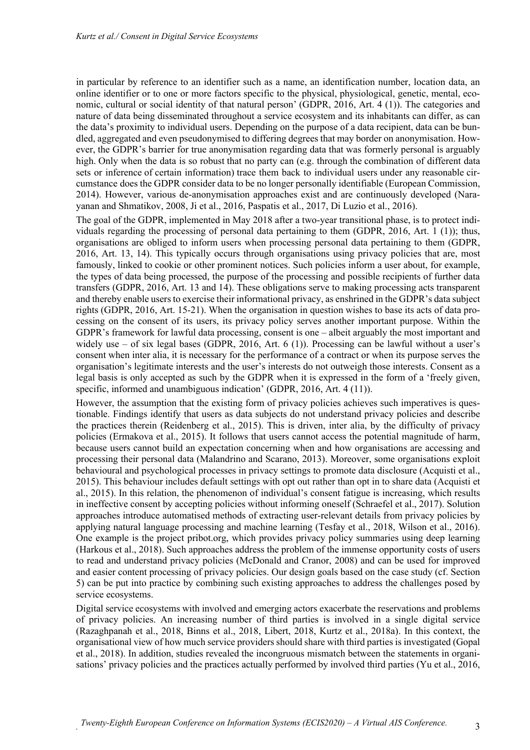in particular by reference to an identifier such as a name, an identification number, location data, an online identifier or to one or more factors specific to the physical, physiological, genetic, mental, economic, cultural or social identity of that natural person' (GDPR, 2016, Art. 4 (1)). The categories and nature of data being disseminated throughout a service ecosystem and its inhabitants can differ, as can the data's proximity to individual users. Depending on the purpose of a data recipient, data can be bundled, aggregated and even pseudonymised to differing degrees that may border on anonymisation. However, the GDPR's barrier for true anonymisation regarding data that was formerly personal is arguably high. Only when the data is so robust that no party can (e.g. through the combination of different data sets or inference of certain information) trace them back to individual users under any reasonable circumstance does the GDPR consider data to be no longer personally identifiable (European Commission, 2014). However, various de-anonymisation approaches exist and are continuously developed (Narayanan and Shmatikov, 2008, Ji et al., 2016, Paspatis et al., 2017, Di Luzio et al., 2016).

The goal of the GDPR, implemented in May 2018 after a two-year transitional phase, is to protect individuals regarding the processing of personal data pertaining to them (GDPR, 2016, Art. 1 (1)); thus, organisations are obliged to inform users when processing personal data pertaining to them (GDPR, 2016, Art. 13, 14). This typically occurs through organisations using privacy policies that are, most famously, linked to cookie or other prominent notices. Such policies inform a user about, for example, the types of data being processed, the purpose of the processing and possible recipients of further data transfers (GDPR, 2016, Art. 13 and 14). These obligations serve to making processing acts transparent and thereby enable users to exercise their informational privacy, as enshrined in the GDPR's data subject rights (GDPR, 2016, Art. 15-21). When the organisation in question wishes to base its acts of data processing on the consent of its users, its privacy policy serves another important purpose. Within the GDPR's framework for lawful data processing, consent is one – albeit arguably the most important and widely use – of six legal bases (GDPR, 2016, Art. 6 (1)). Processing can be lawful without a user's consent when inter alia, it is necessary for the performance of a contract or when its purpose serves the organisation's legitimate interests and the user's interests do not outweigh those interests. Consent as a legal basis is only accepted as such by the GDPR when it is expressed in the form of a 'freely given, specific, informed and unambiguous indication' (GDPR, 2016, Art. 4 (11)).

However, the assumption that the existing form of privacy policies achieves such imperatives is questionable. Findings identify that users as data subjects do not understand privacy policies and describe the practices therein (Reidenberg et al., 2015). This is driven, inter alia, by the difficulty of privacy policies (Ermakova et al., 2015). It follows that users cannot access the potential magnitude of harm, because users cannot build an expectation concerning when and how organisations are accessing and processing their personal data (Malandrino and Scarano, 2013). Moreover, some organisations exploit behavioural and psychological processes in privacy settings to promote data disclosure (Acquisti et al., 2015). This behaviour includes default settings with opt out rather than opt in to share data (Acquisti et al., 2015). In this relation, the phenomenon of individual's consent fatigue is increasing, which results in ineffective consent by accepting policies without informing oneself (Schraefel et al., 2017). Solution approaches introduce automatised methods of extracting user-relevant details from privacy policies by applying natural language processing and machine learning (Tesfay et al., 2018, Wilson et al., 2016). One example is the project pribot.org, which provides privacy policy summaries using deep learning (Harkous et al., 2018). Such approaches address the problem of the immense opportunity costs of users to read and understand privacy policies (McDonald and Cranor, 2008) and can be used for improved and easier content processing of privacy policies. Our design goals based on the case study (cf. Section 5) can be put into practice by combining such existing approaches to address the challenges posed by service ecosystems.

Digital service ecosystems with involved and emerging actors exacerbate the reservations and problems of privacy policies. An increasing number of third parties is involved in a single digital service (Razaghpanah et al., 2018, Binns et al., 2018, Libert, 2018, Kurtz et al., 2018a). In this context, the organisational view of how much service providers should share with third parties is investigated (Gopal et al., 2018). In addition, studies revealed the incongruous mismatch between the statements in organisations' privacy policies and the practices actually performed by involved third parties (Yu et al., 2016,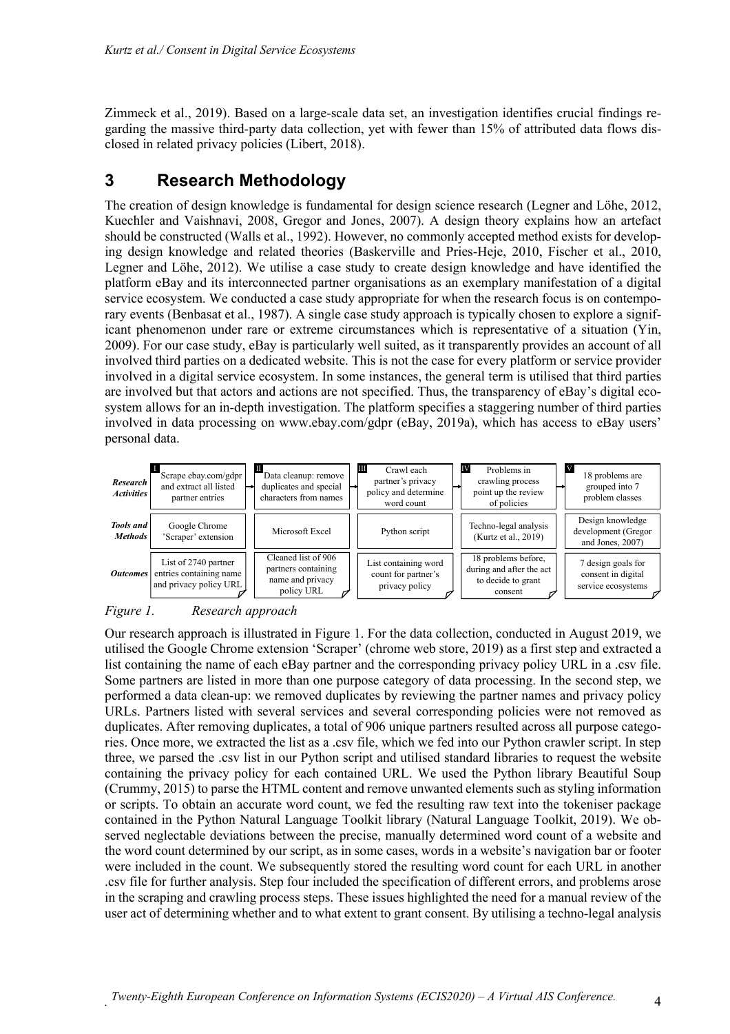Zimmeck et al., 2019). Based on a large-scale data set, an investigation identifies crucial findings regarding the massive third-party data collection, yet with fewer than 15% of attributed data flows disclosed in related privacy policies (Libert, 2018).

# 3 Research Methodology

The creation of design knowledge is fundamental for design science research (Legner and Löhe, 2012, Kuechler and Vaishnavi, 2008, Gregor and Jones, 2007). A design theory explains how an artefact should be constructed (Walls et al., 1992). However, no commonly accepted method exists for developing design knowledge and related theories (Baskerville and Pries-Heje, 2010, Fischer et al., 2010, Legner and Löhe, 2012). We utilise a case study to create design knowledge and have identified the platform eBay and its interconnected partner organisations as an exemplary manifestation of a digital service ecosystem. We conducted a case study appropriate for when the research focus is on contemporary events (Benbasat et al., 1987). A single case study approach is typically chosen to explore a significant phenomenon under rare or extreme circumstances which is representative of a situation (Yin, 2009). For our case study, eBay is particularly well suited, as it transparently provides an account of all involved third parties on a dedicated website. This is not the case for every platform or service provider involved in a digital service ecosystem. In some instances, the general term is utilised that third parties are involved but that actors and actions are not specified. Thus, the transparency of eBay's digital ecosystem allows for an in-depth investigation. The platform specifies a staggering number of third parties involved in data processing on www.ebay.com/gdpr (eBay, 2019a), which has access to eBay users' personal data.

| | I | II | III | IV | V |
|---|---|---|---|---|---|
| ***Research Activities*** | Scrape ebay.com/gdpr and extract all listed partner entries | Data cleanup: remove duplicates and special characters from names | Crawl each partner's privacy policy and determine word count | Problems in crawling process point up the review of policies | 18 problems are grouped into 7 problem classes |
| ***Tools and Methods*** | Google Chrome 'Scraper' extension | Microsoft Excel | Python script | Techno-legal analysis (Kurtz et al., 2019) | Design knowledge development (Gregor and Jones, 2007) |
| ***Outcomes*** | List of 2740 partner entries containing name and privacy policy URL | Cleaned list of 906 partners containing name and privacy policy URL | List containing word count for partner's privacy policy | 18 problems before, during and after the act to decide to grant consent | 7 design goals for consent in digital service ecosystems |

*Figure 1. Research approach*

Our research approach is illustrated in Figure 1. For the data collection, conducted in August 2019, we utilised the Google Chrome extension 'Scraper' (chrome web store, 2019) as a first step and extracted a list containing the name of each eBay partner and the corresponding privacy policy URL in a .csv file. Some partners are listed in more than one purpose category of data processing. In the second step, we performed a data clean-up: we removed duplicates by reviewing the partner names and privacy policy URLs. Partners listed with several services and several corresponding policies were not removed as duplicates. After removing duplicates, a total of 906 unique partners resulted across all purpose categories. Once more, we extracted the list as a .csv file, which we fed into our Python crawler script. In step three, we parsed the .csv list in our Python script and utilised standard libraries to request the website containing the privacy policy for each contained URL. We used the Python library Beautiful Soup (Crummy, 2015) to parse the HTML content and remove unwanted elements such as styling information or scripts. To obtain an accurate word count, we fed the resulting raw text into the tokeniser package contained in the Python Natural Language Toolkit library (Natural Language Toolkit, 2019). We observed neglectable deviations between the precise, manually determined word count of a website and the word count determined by our script, as in some cases, words in a website's navigation bar or footer were included in the count. We subsequently stored the resulting word count for each URL in another .csv file for further analysis. Step four included the specification of different errors, and problems arose in the scraping and crawling process steps. These issues highlighted the need for a manual review of the user act of determining whether and to what extent to grant consent. By utilising a techno-legal analysis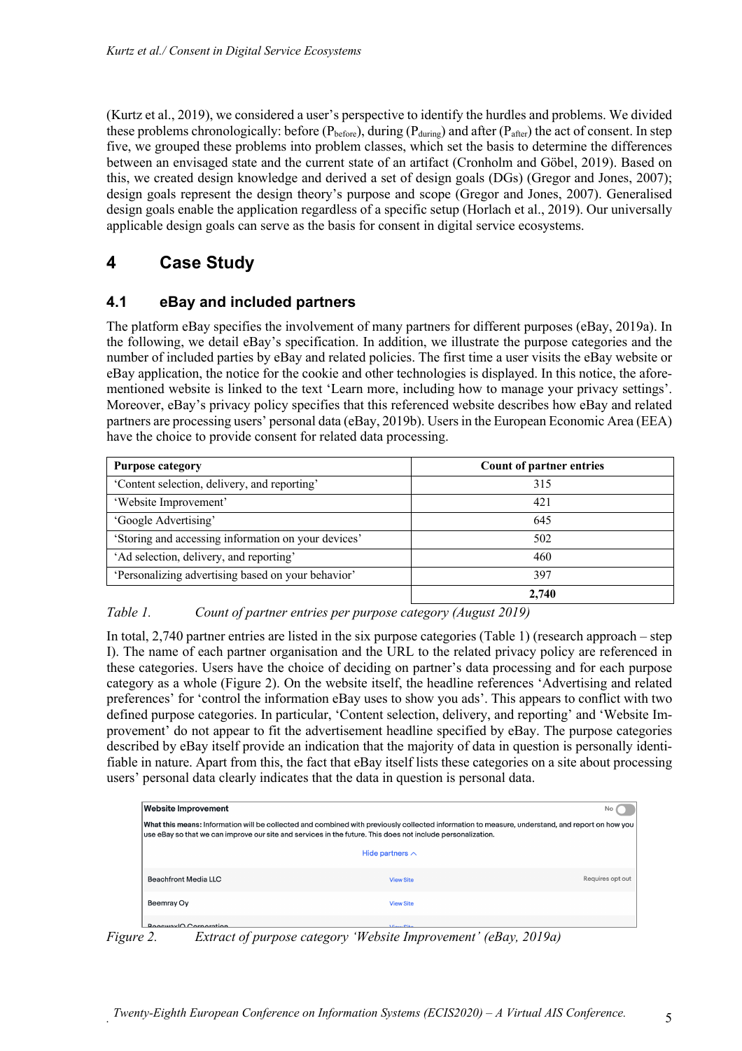(Kurtz et al., 2019), we considered a user's perspective to identify the hurdles and problems. We divided these problems chronologically: before ($P_{before}$), during ($P_{during}$) and after ($P_{after}$) the act of consent. In step five, we grouped these problems into problem classes, which set the basis to determine the differences between an envisaged state and the current state of an artifact (Cronholm and Göbel, 2019). Based on this, we created design knowledge and derived a set of design goals (DGs) (Gregor and Jones, 2007); design goals represent the design theory's purpose and scope (Gregor and Jones, 2007). Generalised design goals enable the application regardless of a specific setup (Horlach et al., 2019). Our universally applicable design goals can serve as the basis for consent in digital service ecosystems.

# 4 Case Study

## 4.1 eBay and included partners

The platform eBay specifies the involvement of many partners for different purposes (eBay, 2019a). In the following, we detail eBay's specification. In addition, we illustrate the purpose categories and the number of included parties by eBay and related policies. The first time a user visits the eBay website or eBay application, the notice for the cookie and other technologies is displayed. In this notice, the aforementioned website is linked to the text 'Learn more, including how to manage your privacy settings'. Moreover, eBay's privacy policy specifies that this referenced website describes how eBay and related partners are processing users' personal data (eBay, 2019b). Users in the European Economic Area (EEA) have the choice to provide consent for related data processing.

| Purpose category | Count of partner entries |
|---|---|
| 'Content selection, delivery, and reporting' | 315 |
| 'Website Improvement' | 421 |
| 'Google Advertising' | 645 |
| 'Storing and accessing information on your devices' | 502 |
| 'Ad selection, delivery, and reporting' | 460 |
| 'Personalizing advertising based on your behavior' | 397 |
| | **2,740** |

*Table 1. Count of partner entries per purpose category (August 2019)*

In total, 2,740 partner entries are listed in the six purpose categories (Table 1) (research approach – step I). The name of each partner organisation and the URL to the related privacy policy are referenced in these categories. Users have the choice of deciding on partner's data processing and for each purpose category as a whole (Figure 2). On the website itself, the headline references 'Advertising and related preferences' for 'control the information eBay uses to show you ads'. This appears to conflict with two defined purpose categories. In particular, 'Content selection, delivery, and reporting' and 'Website Improvement' do not appear to fit the advertisement headline specified by eBay. The purpose categories described by eBay itself provide an indication that the majority of data in question is personally identifiable in nature. Apart from this, the fact that eBay itself lists these categories on a site about processing users' personal data clearly indicates that the data in question is personal data.

**Website Improvement** No

**What this means:** Information will be collected and combined with previously collected information to measure, understand, and report on how you use eBay so that we can improve our site and services in the future. This does not include personalization.

Hide partners

| | | |
|---|---|---|
| Beachfront Media LLC | View Site | Requires opt out |
| Beemray Oy | View Site | |
| BeeswaxIO Corporation | View Site | |

*Figure 2. Extract of purpose category 'Website Improvement' (eBay, 2019a)*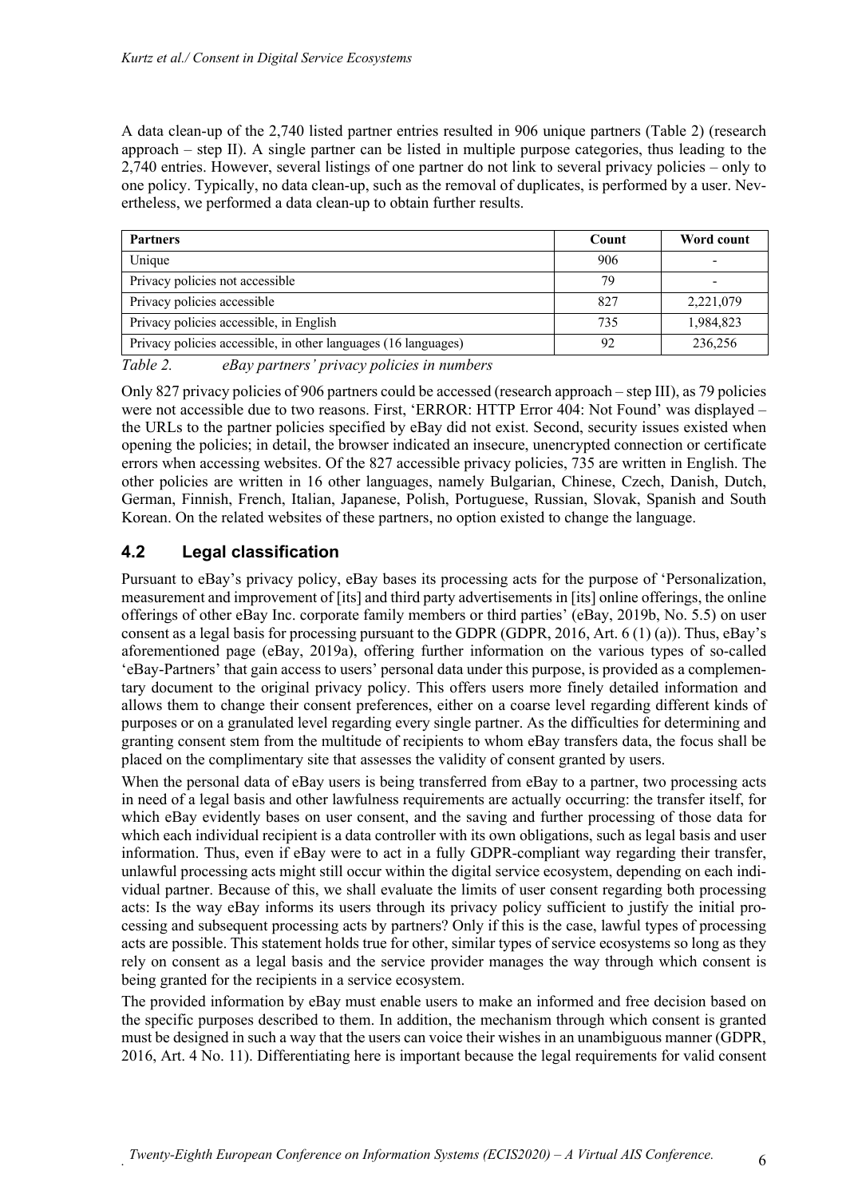A data clean-up of the 2,740 listed partner entries resulted in 906 unique partners (Table 2) (research approach – step II). A single partner can be listed in multiple purpose categories, thus leading to the 2,740 entries. However, several listings of one partner do not link to several privacy policies – only to one policy. Typically, no data clean-up, such as the removal of duplicates, is performed by a user. Nevertheless, we performed a data clean-up to obtain further results.

| **Partners** | **Count** | **Word count** |
|---|---|---|
| Unique | 906 | - |
| Privacy policies not accessible | 79 | - |
| Privacy policies accessible | 827 | 2,221,079 |
| Privacy policies accessible, in English | 735 | 1,984,823 |
| Privacy policies accessible, in other languages (16 languages) | 92 | 236,256 |

*Table 2. eBay partners' privacy policies in numbers*

Only 827 privacy policies of 906 partners could be accessed (research approach – step III), as 79 policies were not accessible due to two reasons. First, 'ERROR: HTTP Error 404: Not Found' was displayed – the URLs to the partner policies specified by eBay did not exist. Second, security issues existed when opening the policies; in detail, the browser indicated an insecure, unencrypted connection or certificate errors when accessing websites. Of the 827 accessible privacy policies, 735 are written in English. The other policies are written in 16 other languages, namely Bulgarian, Chinese, Czech, Danish, Dutch, German, Finnish, French, Italian, Japanese, Polish, Portuguese, Russian, Slovak, Spanish and South Korean. On the related websites of these partners, no option existed to change the language.

## 4.2 Legal classification

Pursuant to eBay's privacy policy, eBay bases its processing acts for the purpose of 'Personalization, measurement and improvement of [its] and third party advertisements in [its] online offerings, the online offerings of other eBay Inc. corporate family members or third parties' (eBay, 2019b, No. 5.5) on user consent as a legal basis for processing pursuant to the GDPR (GDPR, 2016, Art. 6 (1) (a)). Thus, eBay's aforementioned page (eBay, 2019a), offering further information on the various types of so-called 'eBay-Partners' that gain access to users' personal data under this purpose, is provided as a complementary document to the original privacy policy. This offers users more finely detailed information and allows them to change their consent preferences, either on a coarse level regarding different kinds of purposes or on a granulated level regarding every single partner. As the difficulties for determining and granting consent stem from the multitude of recipients to whom eBay transfers data, the focus shall be placed on the complimentary site that assesses the validity of consent granted by users.

When the personal data of eBay users is being transferred from eBay to a partner, two processing acts in need of a legal basis and other lawfulness requirements are actually occurring: the transfer itself, for which eBay evidently bases on user consent, and the saving and further processing of those data for which each individual recipient is a data controller with its own obligations, such as legal basis and user information. Thus, even if eBay were to act in a fully GDPR-compliant way regarding their transfer, unlawful processing acts might still occur within the digital service ecosystem, depending on each individual partner. Because of this, we shall evaluate the limits of user consent regarding both processing acts: Is the way eBay informs its users through its privacy policy sufficient to justify the initial processing and subsequent processing acts by partners? Only if this is the case, lawful types of processing acts are possible. This statement holds true for other, similar types of service ecosystems so long as they rely on consent as a legal basis and the service provider manages the way through which consent is being granted for the recipients in a service ecosystem.

The provided information by eBay must enable users to make an informed and free decision based on the specific purposes described to them. In addition, the mechanism through which consent is granted must be designed in such a way that the users can voice their wishes in an unambiguous manner (GDPR, 2016, Art. 4 No. 11). Differentiating here is important because the legal requirements for valid consent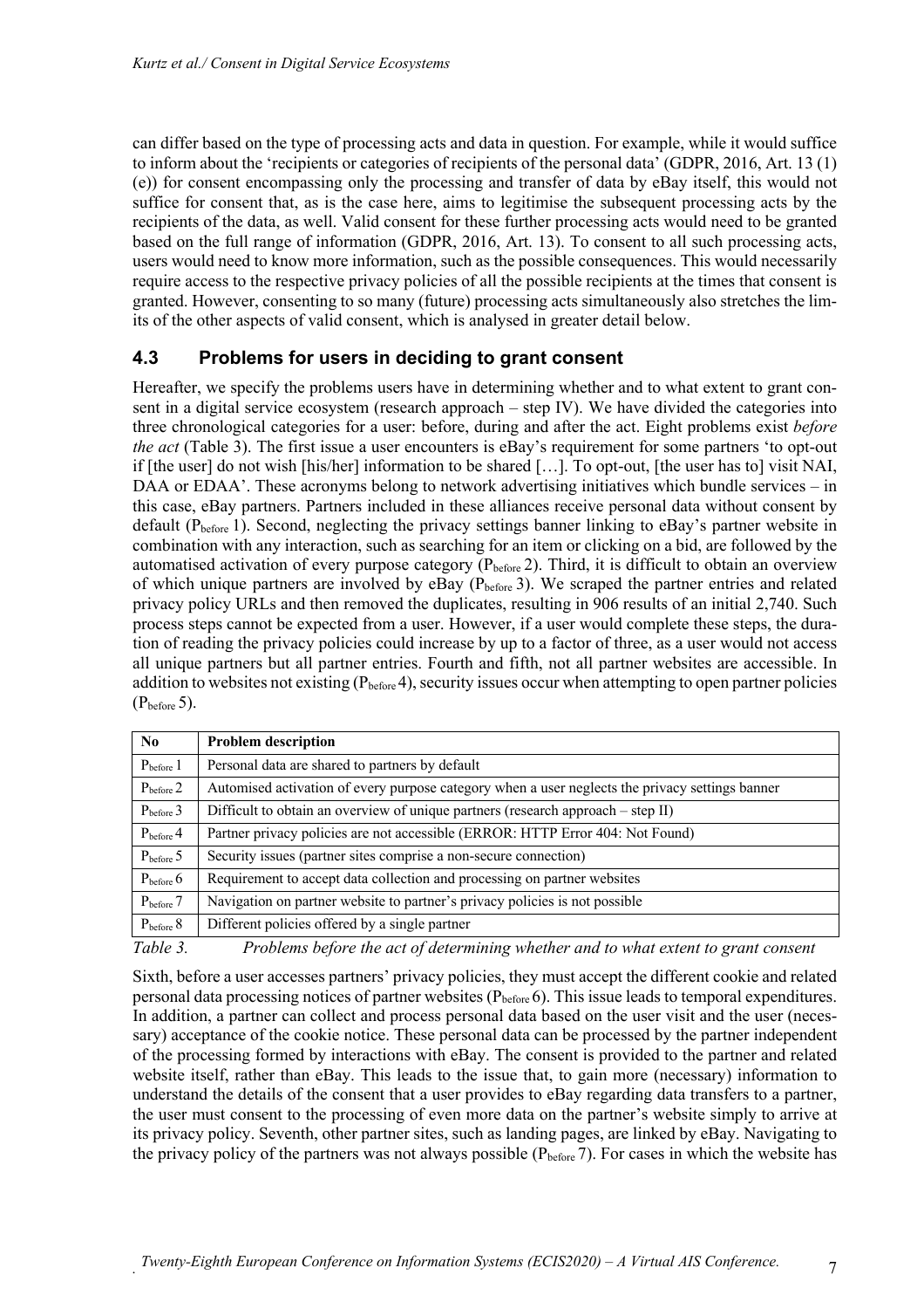can differ based on the type of processing acts and data in question. For example, while it would suffice to inform about the 'recipients or categories of recipients of the personal data' (GDPR, 2016, Art. 13 (1) (e)) for consent encompassing only the processing and transfer of data by eBay itself, this would not suffice for consent that, as is the case here, aims to legitimise the subsequent processing acts by the recipients of the data, as well. Valid consent for these further processing acts would need to be granted based on the full range of information (GDPR, 2016, Art. 13). To consent to all such processing acts, users would need to know more information, such as the possible consequences. This would necessarily require access to the respective privacy policies of all the possible recipients at the times that consent is granted. However, consenting to so many (future) processing acts simultaneously also stretches the limits of the other aspects of valid consent, which is analysed in greater detail below.

### 4.3 Problems for users in deciding to grant consent

Hereafter, we specify the problems users have in determining whether and to what extent to grant consent in a digital service ecosystem (research approach – step IV). We have divided the categories into three chronological categories for a user: before, during and after the act. Eight problems exist *before the act* (Table 3). The first issue a user encounters is eBay's requirement for some partners 'to opt-out if [the user] do not wish [his/her] information to be shared […]. To opt-out, [the user has to] visit NAI, DAA or EDAA'. These acronyms belong to network advertising initiatives which bundle services – in this case, eBay partners. Partners included in these alliances receive personal data without consent by default ($P_{before}$ 1). Second, neglecting the privacy settings banner linking to eBay's partner website in combination with any interaction, such as searching for an item or clicking on a bid, are followed by the automatised activation of every purpose category ($P_{before}$ 2). Third, it is difficult to obtain an overview of which unique partners are involved by eBay ($P_{before}$ 3). We scraped the partner entries and related privacy policy URLs and then removed the duplicates, resulting in 906 results of an initial 2,740. Such process steps cannot be expected from a user. However, if a user would complete these steps, the duration of reading the privacy policies could increase by up to a factor of three, as a user would not access all unique partners but all partner entries. Fourth and fifth, not all partner websites are accessible. In addition to websites not existing ($P_{before}$ 4), security issues occur when attempting to open partner policies ($P_{before}$ 5).

| No | Problem description |
|---|---|
| $P_{before}$ 1 | Personal data are shared to partners by default |
| $P_{before}$ 2 | Automised activation of every purpose category when a user neglects the privacy settings banner |
| $P_{before}$ 3 | Difficult to obtain an overview of unique partners (research approach – step II) |
| $P_{before}$ 4 | Partner privacy policies are not accessible (ERROR: HTTP Error 404: Not Found) |
| $P_{before}$ 5 | Security issues (partner sites comprise a non-secure connection) |
| $P_{before}$ 6 | Requirement to accept data collection and processing on partner websites |
| $P_{before}$ 7 | Navigation on partner website to partner's privacy policies is not possible |
| $P_{before}$ 8 | Different policies offered by a single partner |

*Table 3. Problems before the act of determining whether and to what extent to grant consent*

Sixth, before a user accesses partners' privacy policies, they must accept the different cookie and related personal data processing notices of partner websites ($P_{before}$ 6). This issue leads to temporal expenditures. In addition, a partner can collect and process personal data based on the user visit and the user (necessary) acceptance of the cookie notice. These personal data can be processed by the partner independent of the processing formed by interactions with eBay. The consent is provided to the partner and related website itself, rather than eBay. This leads to the issue that, to gain more (necessary) information to understand the details of the consent that a user provides to eBay regarding data transfers to a partner, the user must consent to the processing of even more data on the partner's website simply to arrive at its privacy policy. Seventh, other partner sites, such as landing pages, are linked by eBay. Navigating to the privacy policy of the partners was not always possible ($P_{before}$ 7). For cases in which the website has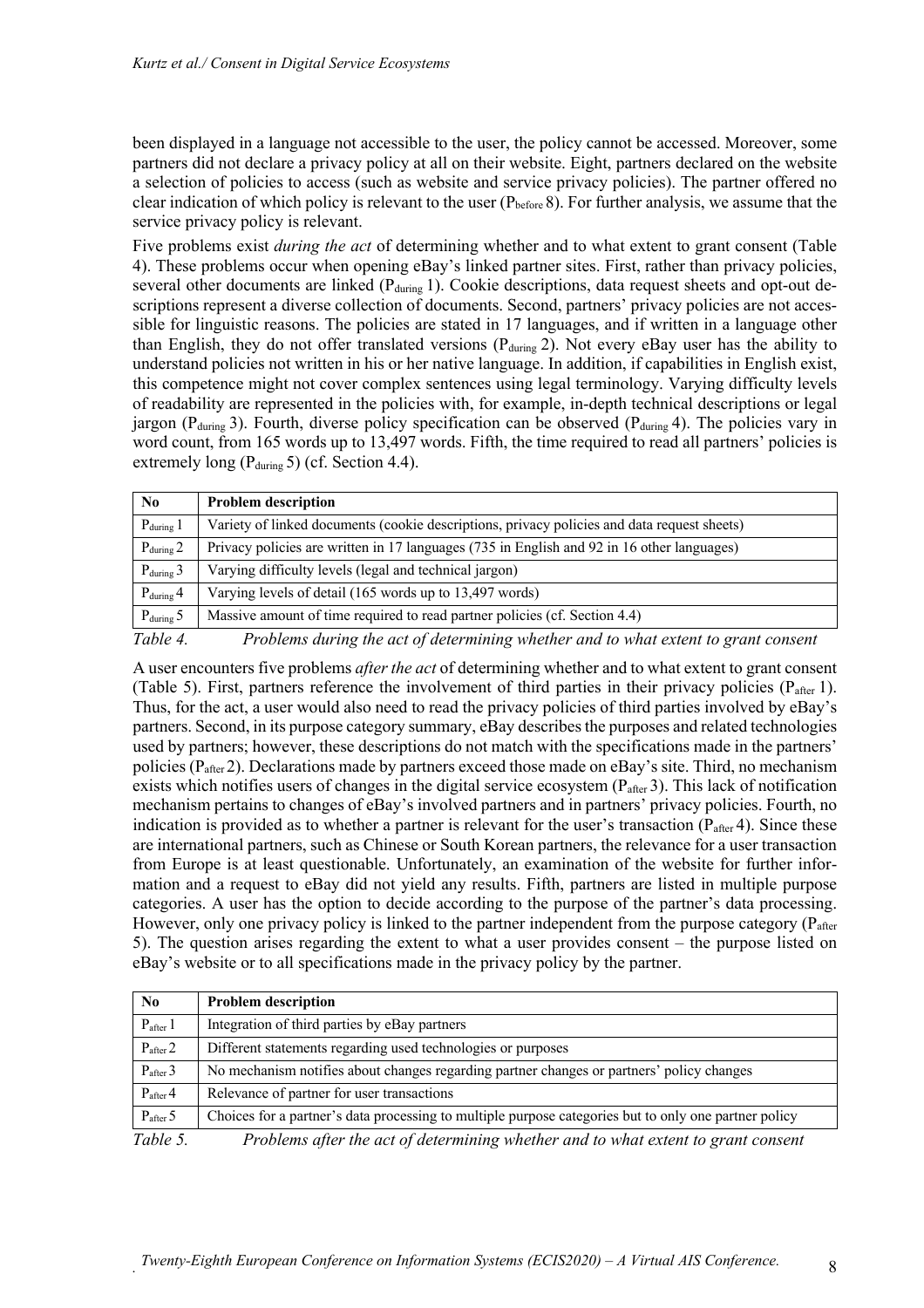been displayed in a language not accessible to the user, the policy cannot be accessed. Moreover, some partners did not declare a privacy policy at all on their website. Eight, partners declared on the website a selection of policies to access (such as website and service privacy policies). The partner offered no clear indication of which policy is relevant to the user ($P_{before}$ 8). For further analysis, we assume that the service privacy policy is relevant.

Five problems exist *during the act* of determining whether and to what extent to grant consent (Table 4). These problems occur when opening eBay's linked partner sites. First, rather than privacy policies, several other documents are linked ($P_{during}$ 1). Cookie descriptions, data request sheets and opt-out descriptions represent a diverse collection of documents. Second, partners' privacy policies are not accessible for linguistic reasons. The policies are stated in 17 languages, and if written in a language other than English, they do not offer translated versions ($P_{during}$ 2). Not every eBay user has the ability to understand policies not written in his or her native language. In addition, if capabilities in English exist, this competence might not cover complex sentences using legal terminology. Varying difficulty levels of readability are represented in the policies with, for example, in-depth technical descriptions or legal jargon ($P_{during}$ 3). Fourth, diverse policy specification can be observed ($P_{during}$ 4). The policies vary in word count, from 165 words up to 13,497 words. Fifth, the time required to read all partners' policies is extremely long ($P_{during}$ 5) (cf. Section 4.4).

| No | Problem description |
|---|---|
| $P_{during}$ 1 | Variety of linked documents (cookie descriptions, privacy policies and data request sheets) |
| $P_{during}$ 2 | Privacy policies are written in 17 languages (735 in English and 92 in 16 other languages) |
| $P_{during}$ 3 | Varying difficulty levels (legal and technical jargon) |
| $P_{during}$ 4 | Varying levels of detail (165 words up to 13,497 words) |
| $P_{during}$ 5 | Massive amount of time required to read partner policies (cf. Section 4.4) |

*Table 4. Problems during the act of determining whether and to what extent to grant consent*

A user encounters five problems *after the act* of determining whether and to what extent to grant consent (Table 5). First, partners reference the involvement of third parties in their privacy policies ($P_{after}$ 1). Thus, for the act, a user would also need to read the privacy policies of third parties involved by eBay's partners. Second, in its purpose category summary, eBay describes the purposes and related technologies used by partners; however, these descriptions do not match with the specifications made in the partners' policies ($P_{after}$ 2). Declarations made by partners exceed those made on eBay's site. Third, no mechanism exists which notifies users of changes in the digital service ecosystem ($P_{after}$ 3). This lack of notification mechanism pertains to changes of eBay's involved partners and in partners' privacy policies. Fourth, no indication is provided as to whether a partner is relevant for the user's transaction ($P_{after}$ 4). Since these are international partners, such as Chinese or South Korean partners, the relevance for a user transaction from Europe is at least questionable. Unfortunately, an examination of the website for further information and a request to eBay did not yield any results. Fifth, partners are listed in multiple purpose categories. A user has the option to decide according to the purpose of the partner's data processing. However, only one privacy policy is linked to the partner independent from the purpose category ($P_{after}$ 5). The question arises regarding the extent to what a user provides consent – the purpose listed on eBay's website or to all specifications made in the privacy policy by the partner.

| No | Problem description |
|---|---|
| $P_{after}$ 1 | Integration of third parties by eBay partners |
| $P_{after}$ 2 | Different statements regarding used technologies or purposes |
| $P_{after}$ 3 | No mechanism notifies about changes regarding partner changes or partners' policy changes |
| $P_{after}$ 4 | Relevance of partner for user transactions |
| $P_{after}$ 5 | Choices for a partner's data processing to multiple purpose categories but to only one partner policy |

*Table 5. Problems after the act of determining whether and to what extent to grant consent*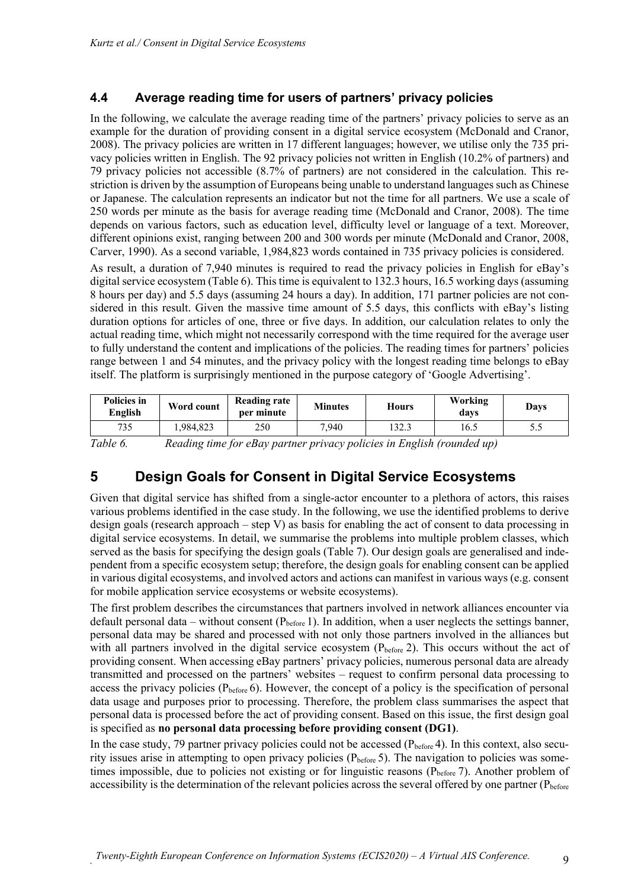## 4.4 Average reading time for users of partners' privacy policies

In the following, we calculate the average reading time of the partners' privacy policies to serve as an example for the duration of providing consent in a digital service ecosystem (McDonald and Cranor, 2008). The privacy policies are written in 17 different languages; however, we utilise only the 735 privacy policies written in English. The 92 privacy policies not written in English (10.2% of partners) and 79 privacy policies not accessible (8.7% of partners) are not considered in the calculation. This restriction is driven by the assumption of Europeans being unable to understand languages such as Chinese or Japanese. The calculation represents an indicator but not the time for all partners. We use a scale of 250 words per minute as the basis for average reading time (McDonald and Cranor, 2008). The time depends on various factors, such as education level, difficulty level or language of a text. Moreover, different opinions exist, ranging between 200 and 300 words per minute (McDonald and Cranor, 2008, Carver, 1990). As a second variable, 1,984,823 words contained in 735 privacy policies is considered.

As result, a duration of 7,940 minutes is required to read the privacy policies in English for eBay's digital service ecosystem (Table 6). This time is equivalent to 132.3 hours, 16.5 working days (assuming 8 hours per day) and 5.5 days (assuming 24 hours a day). In addition, 171 partner policies are not considered in this result. Given the massive time amount of 5.5 days, this conflicts with eBay's listing duration options for articles of one, three or five days. In addition, our calculation relates to only the actual reading time, which might not necessarily correspond with the time required for the average user to fully understand the content and implications of the policies. The reading times for partners' policies range between 1 and 54 minutes, and the privacy policy with the longest reading time belongs to eBay itself. The platform is surprisingly mentioned in the purpose category of 'Google Advertising'.

| Policies in English | Word count | Reading rate per minute | Minutes | Hours | Working days | Days |
|---|---|---|---|---|---|---|
| 735 | 1,984,823 | 250 | 7,940 | 132.3 | 16.5 | 5.5 |

*Table 6. Reading time for eBay partner privacy policies in English (rounded up)*

# 5 Design Goals for Consent in Digital Service Ecosystems

Given that digital service has shifted from a single-actor encounter to a plethora of actors, this raises various problems identified in the case study. In the following, we use the identified problems to derive design goals (research approach – step V) as basis for enabling the act of consent to data processing in digital service ecosystems. In detail, we summarise the problems into multiple problem classes, which served as the basis for specifying the design goals (Table 7). Our design goals are generalised and independent from a specific ecosystem setup; therefore, the design goals for enabling consent can be applied in various digital ecosystems, and involved actors and actions can manifest in various ways (e.g. consent for mobile application service ecosystems or website ecosystems).

The first problem describes the circumstances that partners involved in network alliances encounter via default personal data – without consent ($P_{before}$ 1). In addition, when a user neglects the settings banner, personal data may be shared and processed with not only those partners involved in the alliances but with all partners involved in the digital service ecosystem ($P_{before}$ 2). This occurs without the act of providing consent. When accessing eBay partners' privacy policies, numerous personal data are already transmitted and processed on the partners' websites – request to confirm personal data processing to access the privacy policies ($P_{before}$ 6). However, the concept of a policy is the specification of personal data usage and purposes prior to processing. Therefore, the problem class summarises the aspect that personal data is processed before the act of providing consent. Based on this issue, the first design goal is specified as **no personal data processing before providing consent (DG1)**.

In the case study, 79 partner privacy policies could not be accessed ($P_{before}$ 4). In this context, also security issues arise in attempting to open privacy policies ($P_{before}$ 5). The navigation to policies was sometimes impossible, due to policies not existing or for linguistic reasons ($P_{before}$ 7). Another problem of accessibility is the determination of the relevant policies across the several offered by one partner ($P_{before}$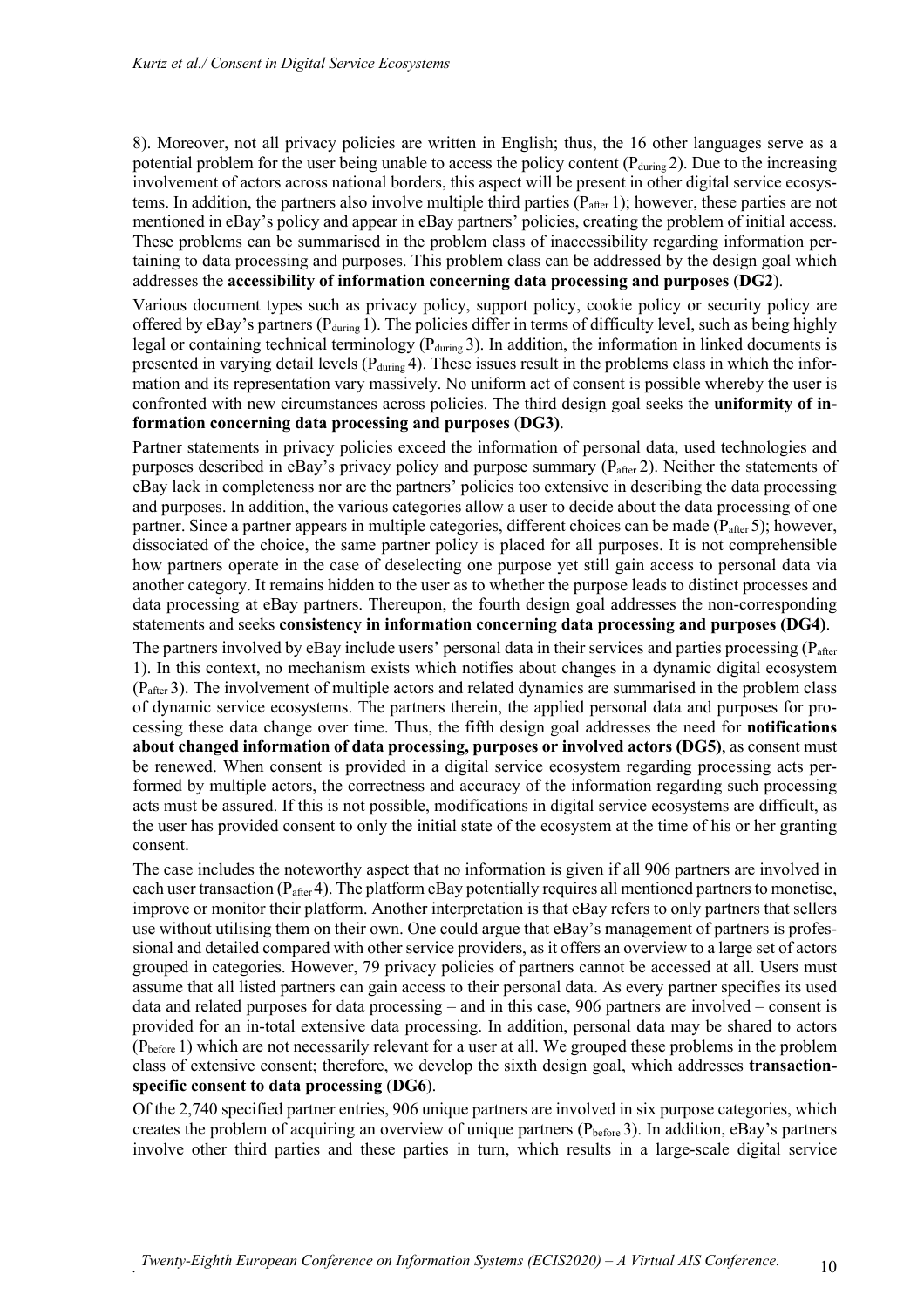8). Moreover, not all privacy policies are written in English; thus, the 16 other languages serve as a potential problem for the user being unable to access the policy content ($P_{during}$ 2). Due to the increasing involvement of actors across national borders, this aspect will be present in other digital service ecosystems. In addition, the partners also involve multiple third parties ($P_{after}$ 1); however, these parties are not mentioned in eBay's policy and appear in eBay partners' policies, creating the problem of initial access. These problems can be summarised in the problem class of inaccessibility regarding information pertaining to data processing and purposes. This problem class can be addressed by the design goal which addresses the **accessibility of information concerning data processing and purposes** (**DG2**).

Various document types such as privacy policy, support policy, cookie policy or security policy are offered by eBay's partners ($P_{during}$ 1). The policies differ in terms of difficulty level, such as being highly legal or containing technical terminology ($P_{during}$ 3). In addition, the information in linked documents is presented in varying detail levels ($P_{during}$ 4). These issues result in the problems class in which the information and its representation vary massively. No uniform act of consent is possible whereby the user is confronted with new circumstances across policies. The third design goal seeks the **uniformity of information concerning data processing and purposes** (**DG3**).

Partner statements in privacy policies exceed the information of personal data, used technologies and purposes described in eBay's privacy policy and purpose summary ($P_{after}$ 2). Neither the statements of eBay lack in completeness nor are the partners' policies too extensive in describing the data processing and purposes. In addition, the various categories allow a user to decide about the data processing of one partner. Since a partner appears in multiple categories, different choices can be made ($P_{after}$ 5); however, dissociated of the choice, the same partner policy is placed for all purposes. It is not comprehensible how partners operate in the case of deselecting one purpose yet still gain access to personal data via another category. It remains hidden to the user as to whether the purpose leads to distinct processes and data processing at eBay partners. Thereupon, the fourth design goal addresses the non-corresponding statements and seeks **consistency in information concerning data processing and purposes (DG4)**.

The partners involved by eBay include users' personal data in their services and parties processing ($P_{after}$ 1). In this context, no mechanism exists which notifies about changes in a dynamic digital ecosystem ($P_{after}$ 3). The involvement of multiple actors and related dynamics are summarised in the problem class of dynamic service ecosystems. The partners therein, the applied personal data and purposes for processing these data change over time. Thus, the fifth design goal addresses the need for **notifications about changed information of data processing, purposes or involved actors (DG5)**, as consent must be renewed. When consent is provided in a digital service ecosystem regarding processing acts performed by multiple actors, the correctness and accuracy of the information regarding such processing acts must be assured. If this is not possible, modifications in digital service ecosystems are difficult, as the user has provided consent to only the initial state of the ecosystem at the time of his or her granting consent.

The case includes the noteworthy aspect that no information is given if all 906 partners are involved in each user transaction ($P_{after}$ 4). The platform eBay potentially requires all mentioned partners to monetise, improve or monitor their platform. Another interpretation is that eBay refers to only partners that sellers use without utilising them on their own. One could argue that eBay's management of partners is professional and detailed compared with other service providers, as it offers an overview to a large set of actors grouped in categories. However, 79 privacy policies of partners cannot be accessed at all. Users must assume that all listed partners can gain access to their personal data. As every partner specifies its used data and related purposes for data processing – and in this case, 906 partners are involved – consent is provided for an in-total extensive data processing. In addition, personal data may be shared to actors ($P_{before}$ 1) which are not necessarily relevant for a user at all. We grouped these problems in the problem class of extensive consent; therefore, we develop the sixth design goal, which addresses **transaction-specific consent to data processing** (**DG6**).

Of the 2,740 specified partner entries, 906 unique partners are involved in six purpose categories, which creates the problem of acquiring an overview of unique partners ($P_{before}$ 3). In addition, eBay's partners involve other third parties and these parties in turn, which results in a large-scale digital service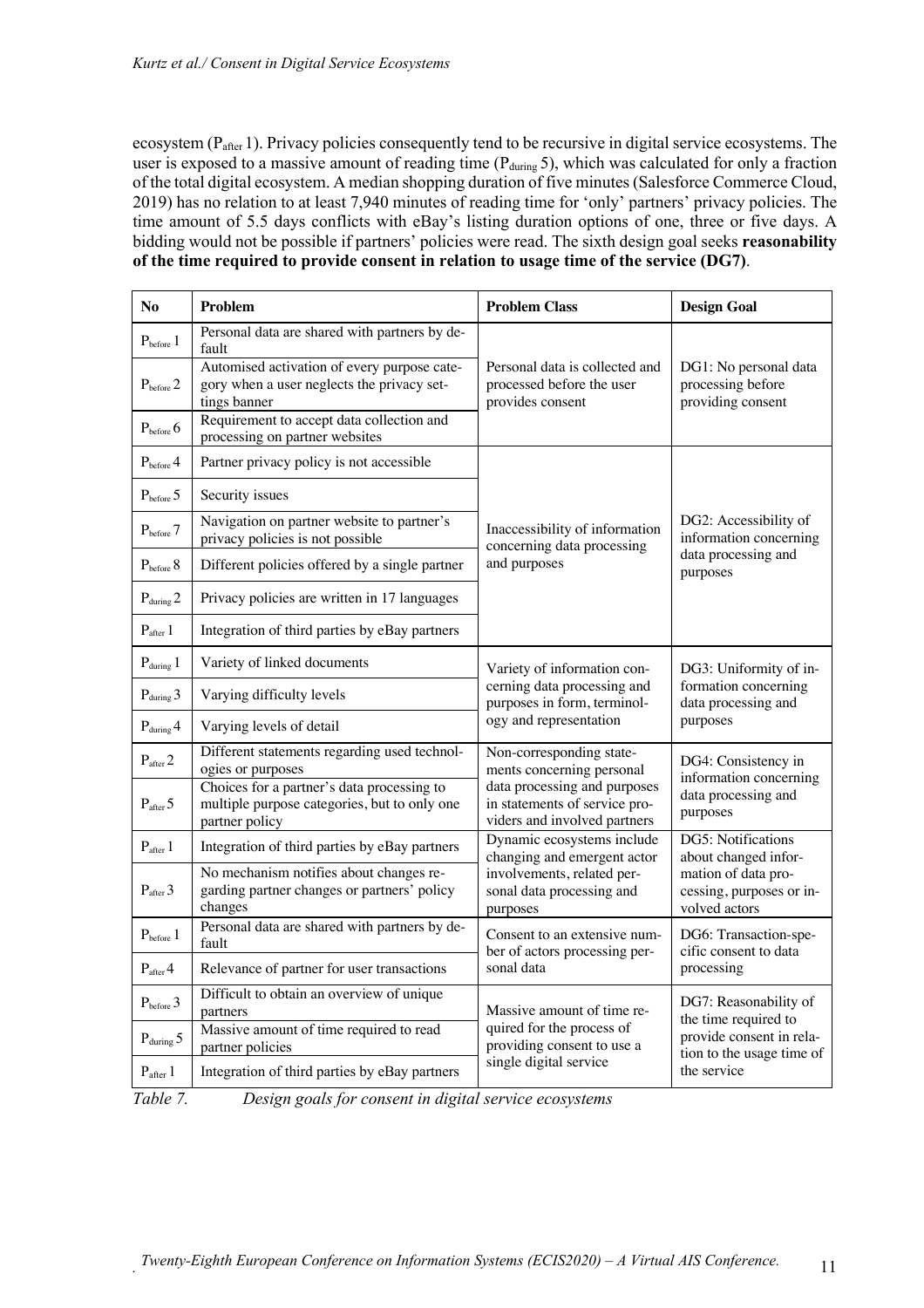ecosystem ($P_{after}$ 1). Privacy policies consequently tend to be recursive in digital service ecosystems. The user is exposed to a massive amount of reading time ($P_{during}$ 5), which was calculated for only a fraction of the total digital ecosystem. A median shopping duration of five minutes (Salesforce Commerce Cloud, 2019) has no relation to at least 7,940 minutes of reading time for 'only' partners' privacy policies. The time amount of 5.5 days conflicts with eBay's listing duration options of one, three or five days. A bidding would not be possible if partners' policies were read. The sixth design goal seeks **reasonability of the time required to provide consent in relation to usage time of the service (DG7)**.

| No | Problem | Problem Class | Design Goal |
|---|---|---|---|
| $P_{before}$ 1 | Personal data are shared with partners by default | Personal data is collected and processed before the user provides consent | DG1: No personal data processing before providing consent |
| $P_{before}$ 2 | Automised activation of every purpose category when a user neglects the privacy settings banner | | |
| $P_{before}$ 6 | Requirement to accept data collection and processing on partner websites | | |
| $P_{before}$ 4 | Partner privacy policy is not accessible | Inaccessibility of information concerning data processing and purposes | DG2: Accessibility of information concerning data processing and purposes |
| $P_{before}$ 5 | Security issues | | |
| $P_{before}$ 7 | Navigation on partner website to partner's privacy policies is not possible | | |
| $P_{before}$ 8 | Different policies offered by a single partner | | |
| $P_{during}$ 2 | Privacy policies are written in 17 languages | | |
| $P_{after}$ 1 | Integration of third parties by eBay partners | | |
| $P_{during}$ 1 | Variety of linked documents | Variety of information concerning data processing and purposes in form, terminology and representation | DG3: Uniformity of information concerning data processing and purposes |
| $P_{during}$ 3 | Varying difficulty levels | | |
| $P_{during}$ 4 | Varying levels of detail | | |
| $P_{after}$ 2 | Different statements regarding used technologies or purposes | Non-corresponding statements concerning personal data processing and purposes in statements of service providers and involved partners | DG4: Consistency in information concerning data processing and purposes |
| $P_{after}$ 5 | Choices for a partner's data processing to multiple purpose categories, but to only one partner policy | | |
| $P_{after}$ 1 | Integration of third parties by eBay partners | Dynamic ecosystems include changing and emergent actor involvements, related personal data processing and purposes | DG5: Notifications about changed information of data processing, purposes or involved actors |
| $P_{after}$ 3 | No mechanism notifies about changes regarding partner changes or partners' policy changes | | |
| $P_{before}$ 1 | Personal data are shared with partners by default | Consent to an extensive number of actors processing personal data | DG6: Transaction-specific consent to data processing |
| $P_{after}$ 4 | Relevance of partner for user transactions | | |
| $P_{before}$ 3 | Difficult to obtain an overview of unique partners | Massive amount of time required for the process of providing consent to use a single digital service | DG7: Reasonability of the time required to provide consent in relation to the usage time of the service |
| $P_{during}$ 5 | Massive amount of time required to read partner policies | | |
| $P_{after}$ 1 | Integration of third parties by eBay partners | | |

*Table 7. Design goals for consent in digital service ecosystems*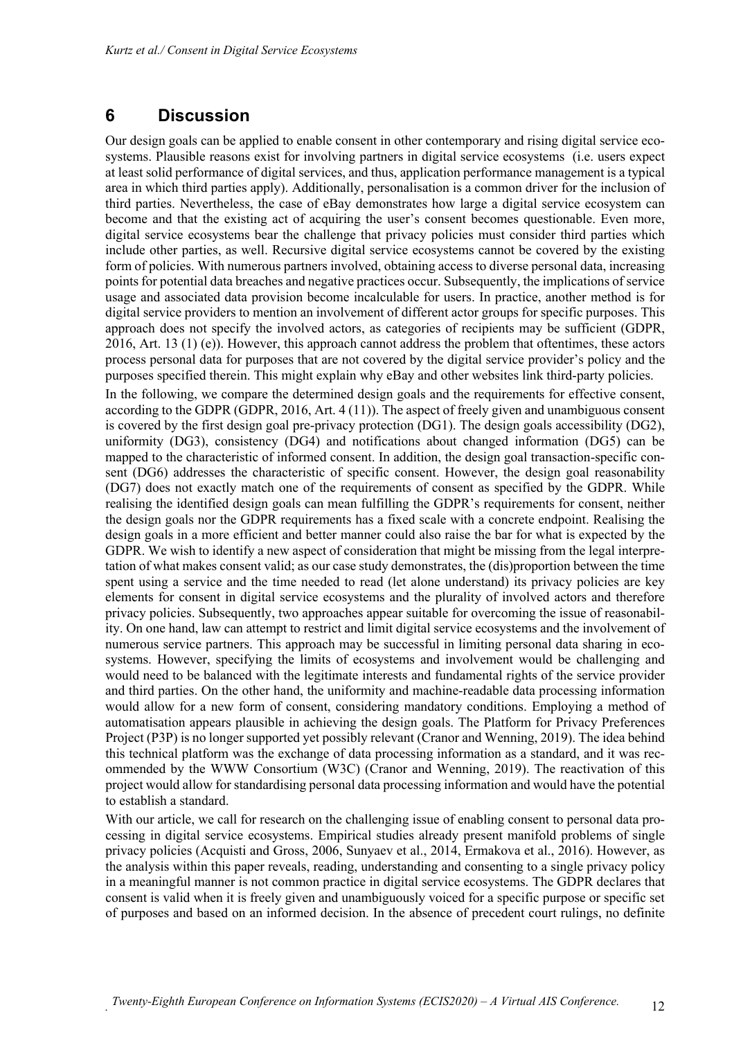# 6 Discussion

Our design goals can be applied to enable consent in other contemporary and rising digital service ecosystems. Plausible reasons exist for involving partners in digital service ecosystems (i.e. users expect at least solid performance of digital services, and thus, application performance management is a typical area in which third parties apply). Additionally, personalisation is a common driver for the inclusion of third parties. Nevertheless, the case of eBay demonstrates how large a digital service ecosystem can become and that the existing act of acquiring the user's consent becomes questionable. Even more, digital service ecosystems bear the challenge that privacy policies must consider third parties which include other parties, as well. Recursive digital service ecosystems cannot be covered by the existing form of policies. With numerous partners involved, obtaining access to diverse personal data, increasing points for potential data breaches and negative practices occur. Subsequently, the implications of service usage and associated data provision become incalculable for users. In practice, another method is for digital service providers to mention an involvement of different actor groups for specific purposes. This approach does not specify the involved actors, as categories of recipients may be sufficient (GDPR, 2016, Art. 13 (1) (e)). However, this approach cannot address the problem that oftentimes, these actors process personal data for purposes that are not covered by the digital service provider's policy and the purposes specified therein. This might explain why eBay and other websites link third-party policies.

In the following, we compare the determined design goals and the requirements for effective consent, according to the GDPR (GDPR, 2016, Art. 4 (11)). The aspect of freely given and unambiguous consent is covered by the first design goal pre-privacy protection (DG1). The design goals accessibility (DG2), uniformity (DG3), consistency (DG4) and notifications about changed information (DG5) can be mapped to the characteristic of informed consent. In addition, the design goal transaction-specific consent (DG6) addresses the characteristic of specific consent. However, the design goal reasonability (DG7) does not exactly match one of the requirements of consent as specified by the GDPR. While realising the identified design goals can mean fulfilling the GDPR's requirements for consent, neither the design goals nor the GDPR requirements has a fixed scale with a concrete endpoint. Realising the design goals in a more efficient and better manner could also raise the bar for what is expected by the GDPR. We wish to identify a new aspect of consideration that might be missing from the legal interpretation of what makes consent valid; as our case study demonstrates, the (dis)proportion between the time spent using a service and the time needed to read (let alone understand) its privacy policies are key elements for consent in digital service ecosystems and the plurality of involved actors and therefore privacy policies. Subsequently, two approaches appear suitable for overcoming the issue of reasonability. On one hand, law can attempt to restrict and limit digital service ecosystems and the involvement of numerous service partners. This approach may be successful in limiting personal data sharing in ecosystems. However, specifying the limits of ecosystems and involvement would be challenging and would need to be balanced with the legitimate interests and fundamental rights of the service provider and third parties. On the other hand, the uniformity and machine-readable data processing information would allow for a new form of consent, considering mandatory conditions. Employing a method of automatisation appears plausible in achieving the design goals. The Platform for Privacy Preferences Project (P3P) is no longer supported yet possibly relevant (Cranor and Wenning, 2019). The idea behind this technical platform was the exchange of data processing information as a standard, and it was recommended by the WWW Consortium (W3C) (Cranor and Wenning, 2019). The reactivation of this project would allow for standardising personal data processing information and would have the potential to establish a standard.

With our article, we call for research on the challenging issue of enabling consent to personal data processing in digital service ecosystems. Empirical studies already present manifold problems of single privacy policies (Acquisti and Gross, 2006, Sunyaev et al., 2014, Ermakova et al., 2016). However, as the analysis within this paper reveals, reading, understanding and consenting to a single privacy policy in a meaningful manner is not common practice in digital service ecosystems. The GDPR declares that consent is valid when it is freely given and unambiguously voiced for a specific purpose or specific set of purposes and based on an informed decision. In the absence of precedent court rulings, no definite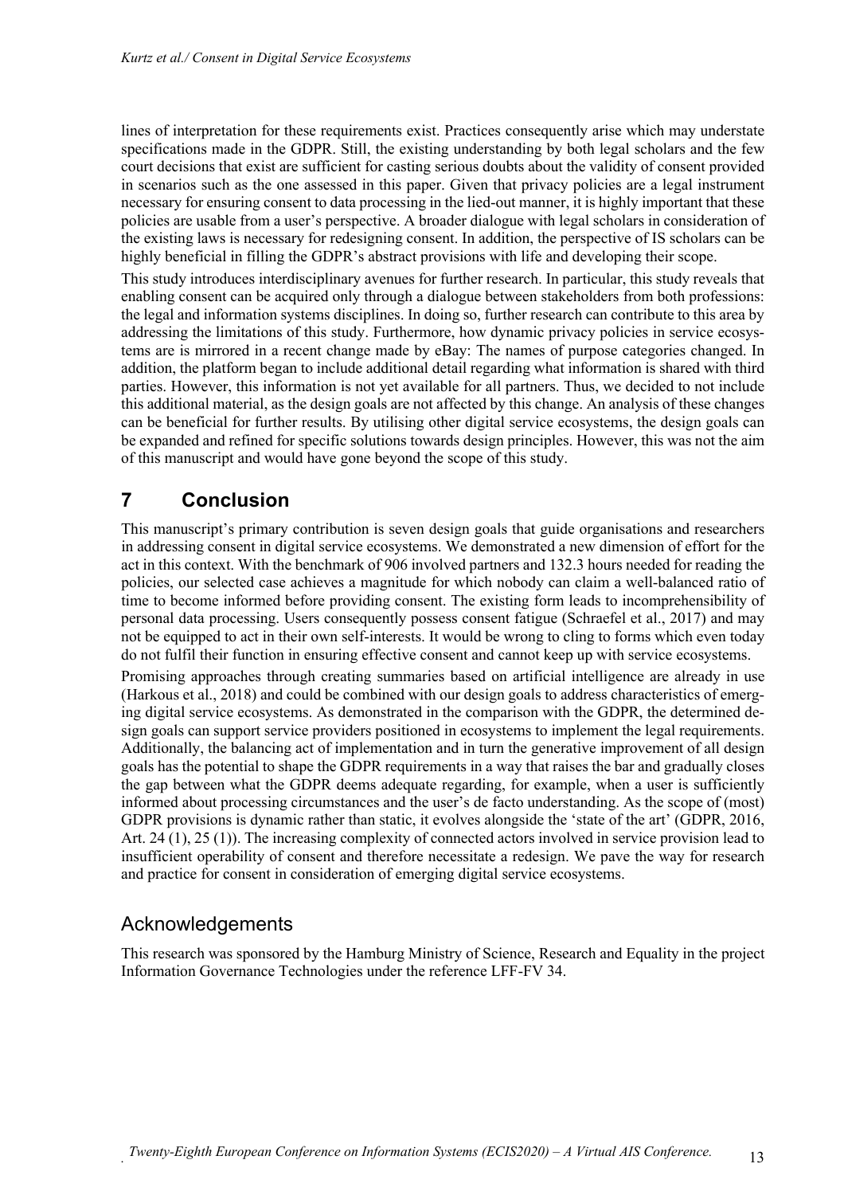lines of interpretation for these requirements exist. Practices consequently arise which may understate specifications made in the GDPR. Still, the existing understanding by both legal scholars and the few court decisions that exist are sufficient for casting serious doubts about the validity of consent provided in scenarios such as the one assessed in this paper. Given that privacy policies are a legal instrument necessary for ensuring consent to data processing in the lied-out manner, it is highly important that these policies are usable from a user's perspective. A broader dialogue with legal scholars in consideration of the existing laws is necessary for redesigning consent. In addition, the perspective of IS scholars can be highly beneficial in filling the GDPR's abstract provisions with life and developing their scope.

This study introduces interdisciplinary avenues for further research. In particular, this study reveals that enabling consent can be acquired only through a dialogue between stakeholders from both professions: the legal and information systems disciplines. In doing so, further research can contribute to this area by addressing the limitations of this study. Furthermore, how dynamic privacy policies in service ecosystems are is mirrored in a recent change made by eBay: The names of purpose categories changed. In addition, the platform began to include additional detail regarding what information is shared with third parties. However, this information is not yet available for all partners. Thus, we decided to not include this additional material, as the design goals are not affected by this change. An analysis of these changes can be beneficial for further results. By utilising other digital service ecosystems, the design goals can be expanded and refined for specific solutions towards design principles. However, this was not the aim of this manuscript and would have gone beyond the scope of this study.

# 7 Conclusion

This manuscript's primary contribution is seven design goals that guide organisations and researchers in addressing consent in digital service ecosystems. We demonstrated a new dimension of effort for the act in this context. With the benchmark of 906 involved partners and 132.3 hours needed for reading the policies, our selected case achieves a magnitude for which nobody can claim a well-balanced ratio of time to become informed before providing consent. The existing form leads to incomprehensibility of personal data processing. Users consequently possess consent fatigue (Schraefel et al., 2017) and may not be equipped to act in their own self-interests. It would be wrong to cling to forms which even today do not fulfil their function in ensuring effective consent and cannot keep up with service ecosystems.

Promising approaches through creating summaries based on artificial intelligence are already in use (Harkous et al., 2018) and could be combined with our design goals to address characteristics of emerging digital service ecosystems. As demonstrated in the comparison with the GDPR, the determined design goals can support service providers positioned in ecosystems to implement the legal requirements. Additionally, the balancing act of implementation and in turn the generative improvement of all design goals has the potential to shape the GDPR requirements in a way that raises the bar and gradually closes the gap between what the GDPR deems adequate regarding, for example, when a user is sufficiently informed about processing circumstances and the user's de facto understanding. As the scope of (most) GDPR provisions is dynamic rather than static, it evolves alongside the 'state of the art' (GDPR, 2016, Art. 24 (1), 25 (1)). The increasing complexity of connected actors involved in service provision lead to insufficient operability of consent and therefore necessitate a redesign. We pave the way for research and practice for consent in consideration of emerging digital service ecosystems.

## Acknowledgements

This research was sponsored by the Hamburg Ministry of Science, Research and Equality in the project Information Governance Technologies under the reference LFF-FV 34.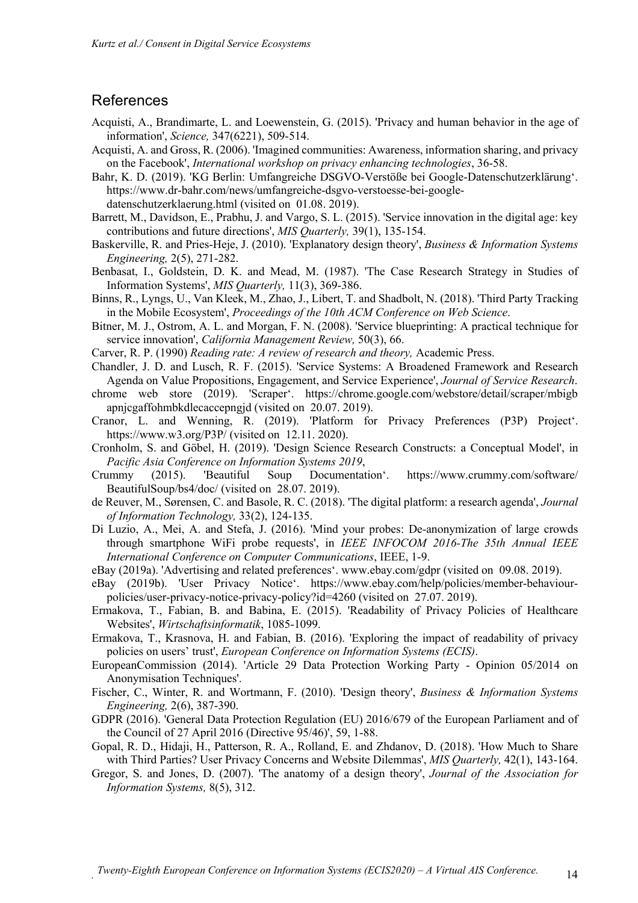## References

Acquisti, A., Brandimarte, L. and Loewenstein, G. (2015). 'Privacy and human behavior in the age of information', *Science,* 347(6221), 509-514.

Acquisti, A. and Gross, R. (2006). 'Imagined communities: Awareness, information sharing, and privacy on the Facebook', *International workshop on privacy enhancing technologies*, 36-58.

Bahr, K. D. (2019). 'KG Berlin: Umfangreiche DSGVO-Verstöße bei Google-Datenschutzerklärung'. https://www.dr-bahr.com/news/umfangreiche-dsgvo-verstoesse-bei-google-datenschutzerklaerung.html (visited on 01.08. 2019).

Barrett, M., Davidson, E., Prabhu, J. and Vargo, S. L. (2015). 'Service innovation in the digital age: key contributions and future directions', *MIS Quarterly,* 39(1), 135-154.

Baskerville, R. and Pries-Heje, J. (2010). 'Explanatory design theory', *Business & Information Systems Engineering,* 2(5), 271-282.

Benbasat, I., Goldstein, D. K. and Mead, M. (1987). 'The Case Research Strategy in Studies of Information Systems', *MIS Quarterly,* 11(3), 369-386.

Binns, R., Lyngs, U., Van Kleek, M., Zhao, J., Libert, T. and Shadbolt, N. (2018). 'Third Party Tracking in the Mobile Ecosystem', *Proceedings of the 10th ACM Conference on Web Science*.

Bitner, M. J., Ostrom, A. L. and Morgan, F. N. (2008). 'Service blueprinting: A practical technique for service innovation', *California Management Review,* 50(3), 66.

Carver, R. P. (1990) *Reading rate: A review of research and theory,* Academic Press.

Chandler, J. D. and Lusch, R. F. (2015). 'Service Systems: A Broadened Framework and Research Agenda on Value Propositions, Engagement, and Service Experience', *Journal of Service Research*.

chrome web store (2019). 'Scraper'. https://chrome.google.com/webstore/detail/scraper/mbigbapnjcgaffohmbkdlecaccepngjd (visited on 20.07. 2019).

Cranor, L. and Wenning, R. (2019). 'Platform for Privacy Preferences (P3P) Project'. https://www.w3.org/P3P/ (visited on 12.11. 2020).

Cronholm, S. and Göbel, H. (2019). 'Design Science Research Constructs: a Conceptual Model', in *Pacific Asia Conference on Information Systems 2019*,

Crummy (2015). 'Beautiful Soup Documentation'. https://www.crummy.com/software/BeautifulSoup/bs4/doc/ (visited on 28.07. 2019).

de Reuver, M., Sørensen, C. and Basole, R. C. (2018). 'The digital platform: a research agenda', *Journal of Information Technology,* 33(2), 124-135.

Di Luzio, A., Mei, A. and Stefa, J. (2016). 'Mind your probes: De-anonymization of large crowds through smartphone WiFi probe requests', in *IEEE INFOCOM 2016-The 35th Annual IEEE International Conference on Computer Communications*, IEEE, 1-9.

eBay (2019a). 'Advertising and related preferences'. www.ebay.com/gdpr (visited on 09.08. 2019).

eBay (2019b). 'User Privacy Notice'. https://www.ebay.com/help/policies/member-behaviour-policies/user-privacy-notice-privacy-policy?id=4260 (visited on 27.07. 2019).

Ermakova, T., Fabian, B. and Babina, E. (2015). 'Readability of Privacy Policies of Healthcare Websites', *Wirtschaftsinformatik*, 1085-1099.

Ermakova, T., Krasnova, H. and Fabian, B. (2016). 'Exploring the impact of readability of privacy policies on users' trust', *European Conference on Information Systems (ECIS)*.

EuropeanCommission (2014). 'Article 29 Data Protection Working Party - Opinion 05/2014 on Anonymisation Techniques'.

Fischer, C., Winter, R. and Wortmann, F. (2010). 'Design theory', *Business & Information Systems Engineering,* 2(6), 387-390.

GDPR (2016). 'General Data Protection Regulation (EU) 2016/679 of the European Parliament and of the Council of 27 April 2016 (Directive 95/46)', 59, 1-88.

Gopal, R. D., Hidaji, H., Patterson, R. A., Rolland, E. and Zhdanov, D. (2018). 'How Much to Share with Third Parties? User Privacy Concerns and Website Dilemmas', *MIS Quarterly,* 42(1), 143-164.

Gregor, S. and Jones, D. (2007). 'The anatomy of a design theory', *Journal of the Association for Information Systems,* 8(5), 312.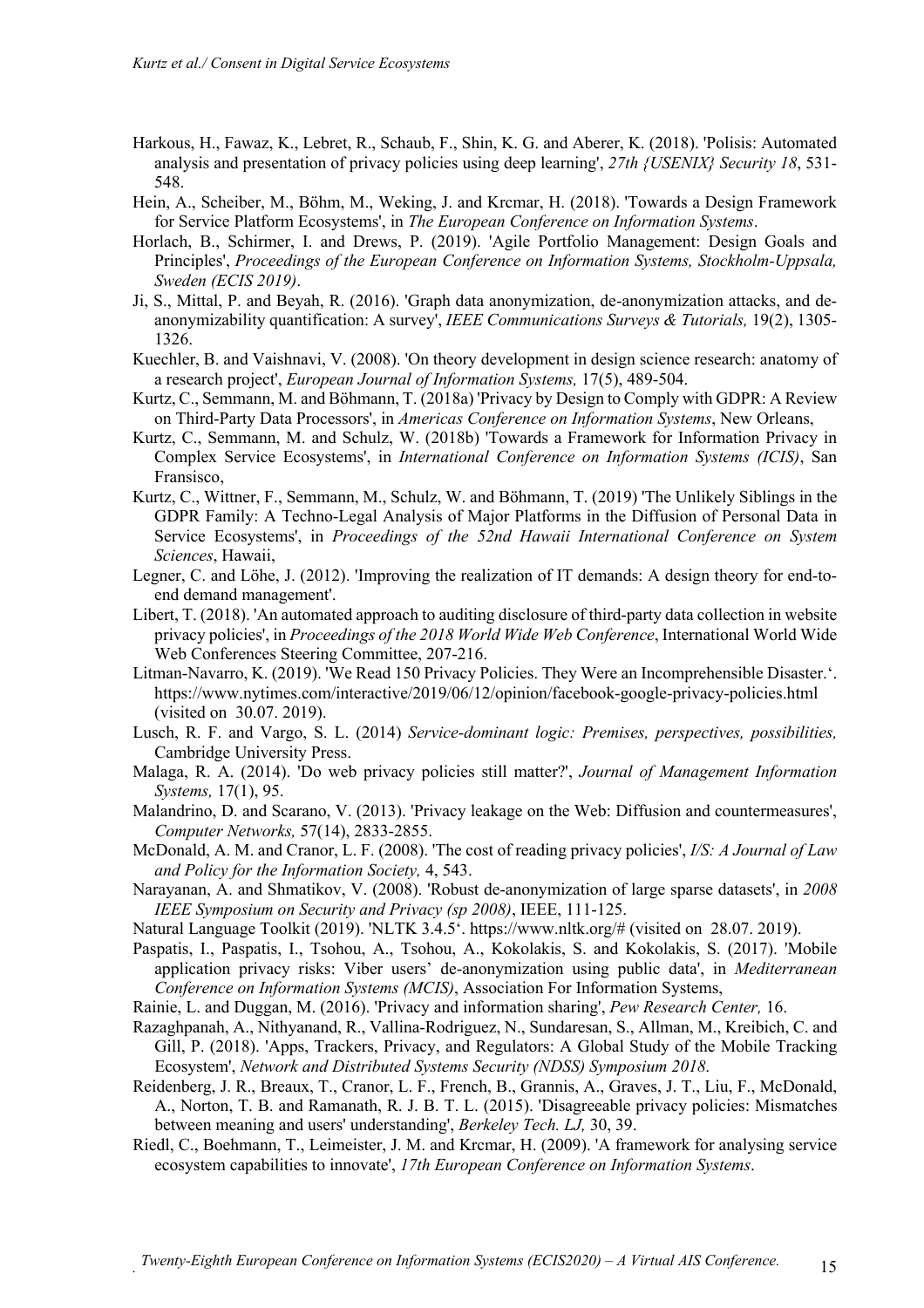Harkous, H., Fawaz, K., Lebret, R., Schaub, F., Shin, K. G. and Aberer, K. (2018). 'Polisis: Automated analysis and presentation of privacy policies using deep learning', *27th {USENIX} Security 18*, 531-548.

Hein, A., Scheiber, M., Böhm, M., Weking, J. and Krcmar, H. (2018). 'Towards a Design Framework for Service Platform Ecosystems', in *The European Conference on Information Systems*.

Horlach, B., Schirmer, I. and Drews, P. (2019). 'Agile Portfolio Management: Design Goals and Principles', *Proceedings of the European Conference on Information Systems, Stockholm-Uppsala, Sweden (ECIS 2019)*.

Ji, S., Mittal, P. and Beyah, R. (2016). 'Graph data anonymization, de-anonymization attacks, and de-anonymizability quantification: A survey', *IEEE Communications Surveys & Tutorials,* 19(2), 1305-1326.

Kuechler, B. and Vaishnavi, V. (2008). 'On theory development in design science research: anatomy of a research project', *European Journal of Information Systems,* 17(5), 489-504.

Kurtz, C., Semmann, M. and Böhmann, T. (2018a) 'Privacy by Design to Comply with GDPR: A Review on Third-Party Data Processors', in *Americas Conference on Information Systems*, New Orleans,

Kurtz, C., Semmann, M. and Schulz, W. (2018b) 'Towards a Framework for Information Privacy in Complex Service Ecosystems', in *International Conference on Information Systems (ICIS)*, San Fransisco,

Kurtz, C., Wittner, F., Semmann, M., Schulz, W. and Böhmann, T. (2019) 'The Unlikely Siblings in the GDPR Family: A Techno-Legal Analysis of Major Platforms in the Diffusion of Personal Data in Service Ecosystems', in *Proceedings of the 52nd Hawaii International Conference on System Sciences*, Hawaii,

Legner, C. and Löhe, J. (2012). 'Improving the realization of IT demands: A design theory for end-to-end demand management'.

Libert, T. (2018). 'An automated approach to auditing disclosure of third-party data collection in website privacy policies', in *Proceedings of the 2018 World Wide Web Conference*, International World Wide Web Conferences Steering Committee, 207-216.

Litman-Navarro, K. (2019). 'We Read 150 Privacy Policies. They Were an Incomprehensible Disaster.'. https://www.nytimes.com/interactive/2019/06/12/opinion/facebook-google-privacy-policies.html (visited on 30.07. 2019).

Lusch, R. F. and Vargo, S. L. (2014) *Service-dominant logic: Premises, perspectives, possibilities,* Cambridge University Press.

Malaga, R. A. (2014). 'Do web privacy policies still matter?', *Journal of Management Information Systems,* 17(1), 95.

Malandrino, D. and Scarano, V. (2013). 'Privacy leakage on the Web: Diffusion and countermeasures', *Computer Networks,* 57(14), 2833-2855.

McDonald, A. M. and Cranor, L. F. (2008). 'The cost of reading privacy policies', *I/S: A Journal of Law and Policy for the Information Society,* 4, 543.

Narayanan, A. and Shmatikov, V. (2008). 'Robust de-anonymization of large sparse datasets', in *2008 IEEE Symposium on Security and Privacy (sp 2008)*, IEEE, 111-125.

Natural Language Toolkit (2019). 'NLTK 3.4.5'. https://www.nltk.org/# (visited on 28.07. 2019).

Paspatis, I., Paspatis, I., Tsohou, A., Tsohou, A., Kokolakis, S. and Kokolakis, S. (2017). 'Mobile application privacy risks: Viber users' de-anonymization using public data', in *Mediterranean Conference on Information Systems (MCIS)*, Association For Information Systems,

Rainie, L. and Duggan, M. (2016). 'Privacy and information sharing', *Pew Research Center,* 16.

Razaghpanah, A., Nithyanand, R., Vallina-Rodriguez, N., Sundaresan, S., Allman, M., Kreibich, C. and Gill, P. (2018). 'Apps, Trackers, Privacy, and Regulators: A Global Study of the Mobile Tracking Ecosystem', *Network and Distributed Systems Security (NDSS) Symposium 2018*.

Reidenberg, J. R., Breaux, T., Cranor, L. F., French, B., Grannis, A., Graves, J. T., Liu, F., McDonald, A., Norton, T. B. and Ramanath, R. J. B. T. L. (2015). 'Disagreeable privacy policies: Mismatches between meaning and users' understanding', *Berkeley Tech. LJ,* 30, 39.

Riedl, C., Boehmann, T., Leimeister, J. M. and Krcmar, H. (2009). 'A framework for analysing service ecosystem capabilities to innovate', *17th European Conference on Information Systems*.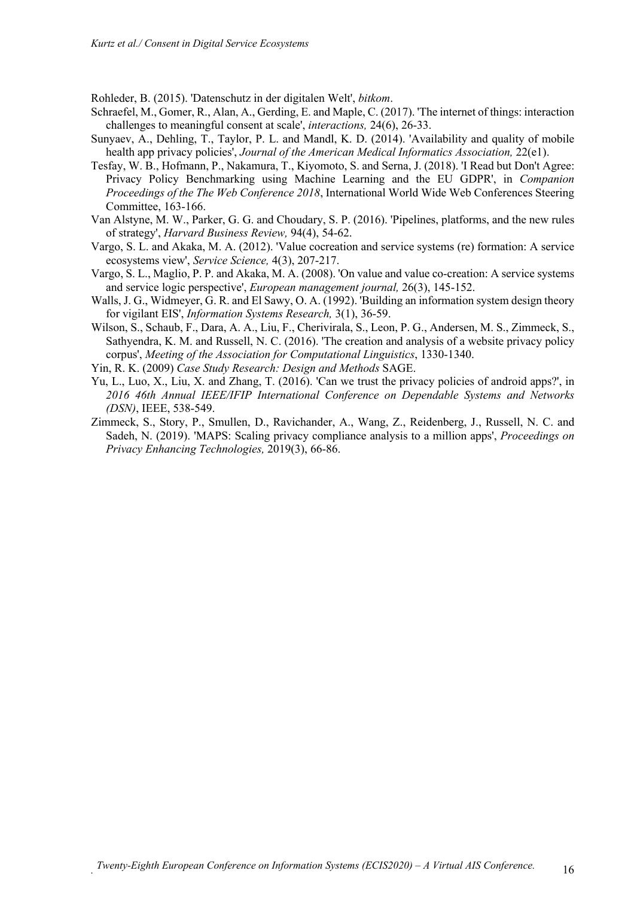Rohleder, B. (2015). 'Datenschutz in der digitalen Welt', *bitkom*.

Schraefel, M., Gomer, R., Alan, A., Gerding, E. and Maple, C. (2017). 'The internet of things: interaction challenges to meaningful consent at scale', *interactions,* 24(6), 26-33.

Sunyaev, A., Dehling, T., Taylor, P. L. and Mandl, K. D. (2014). 'Availability and quality of mobile health app privacy policies', *Journal of the American Medical Informatics Association,* 22(e1).

Tesfay, W. B., Hofmann, P., Nakamura, T., Kiyomoto, S. and Serna, J. (2018). 'I Read but Don't Agree: Privacy Policy Benchmarking using Machine Learning and the EU GDPR', in *Companion Proceedings of the The Web Conference 2018*, International World Wide Web Conferences Steering Committee, 163-166.

Van Alstyne, M. W., Parker, G. G. and Choudary, S. P. (2016). 'Pipelines, platforms, and the new rules of strategy', *Harvard Business Review,* 94(4), 54-62.

Vargo, S. L. and Akaka, M. A. (2012). 'Value cocreation and service systems (re) formation: A service ecosystems view', *Service Science,* 4(3), 207-217.

Vargo, S. L., Maglio, P. P. and Akaka, M. A. (2008). 'On value and value co-creation: A service systems and service logic perspective', *European management journal,* 26(3), 145-152.

Walls, J. G., Widmeyer, G. R. and El Sawy, O. A. (1992). 'Building an information system design theory for vigilant EIS', *Information Systems Research,* 3(1), 36-59.

Wilson, S., Schaub, F., Dara, A. A., Liu, F., Cherivirala, S., Leon, P. G., Andersen, M. S., Zimmeck, S., Sathyendra, K. M. and Russell, N. C. (2016). 'The creation and analysis of a website privacy policy corpus', *Meeting of the Association for Computational Linguistics*, 1330-1340.

Yin, R. K. (2009) *Case Study Research: Design and Methods* SAGE.

Yu, L., Luo, X., Liu, X. and Zhang, T. (2016). 'Can we trust the privacy policies of android apps?', in *2016 46th Annual IEEE/IFIP International Conference on Dependable Systems and Networks (DSN)*, IEEE, 538-549.

Zimmeck, S., Story, P., Smullen, D., Ravichander, A., Wang, Z., Reidenberg, J., Russell, N. C. and Sadeh, N. (2019). 'MAPS: Scaling privacy compliance analysis to a million apps', *Proceedings on Privacy Enhancing Technologies,* 2019(3), 66-86.